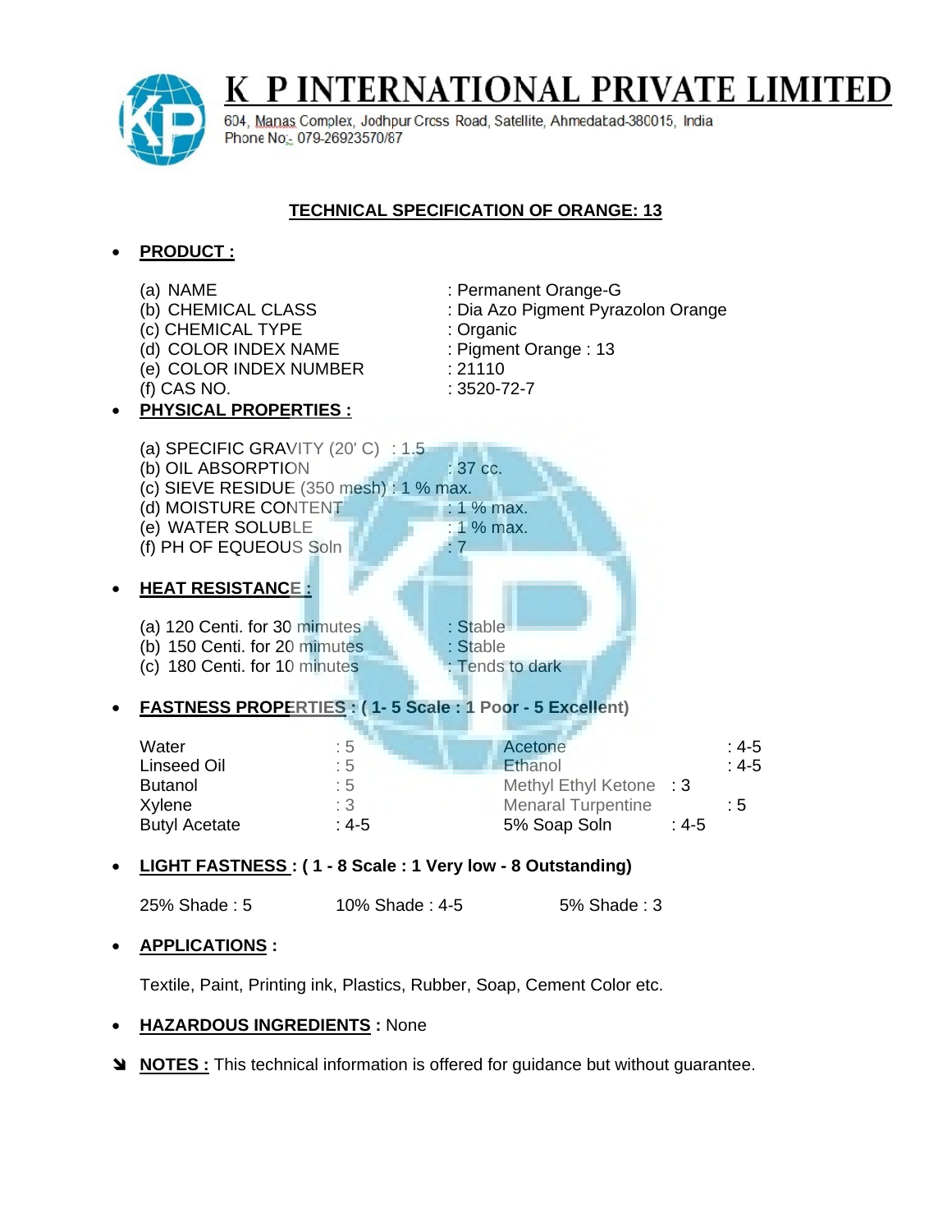# K P INTERNATIONAL PRIVATE LIMITED

604, Manas Complex, Jodhpur Cross Road, Satellite, Ahmedabad-380015, India
Phone No:- 079-26923570/87

## TECHNICAL SPECIFICATION OF ORANGE: 13

- **PRODUCT :**

  (a) NAME : Permanent Orange-G
  (b) CHEMICAL CLASS : Dia Azo Pigment Pyrazolon Orange
  (c) CHEMICAL TYPE : Organic
  (d) COLOR INDEX NAME : Pigment Orange : 13
  (e) COLOR INDEX NUMBER : 21110
  (f) CAS NO. : 3520-72-7

- **PHYSICAL PROPERTIES :**

  (a) SPECIFIC GRAVITY (20' C) : 1.5
  (b) OIL ABSORPTION : 37 cc.
  (c) SIEVE RESIDUE (350 mesh) : 1 % max.
  (d) MOISTURE CONTENT : 1 % max.
  (e) WATER SOLUBLE : 1 % max.
  (f) PH OF EQUEOUS Soln : 7

- **HEAT RESISTANCE :**

  (a) 120 Centi. for 30 mimutes : Stable
  (b) 150 Centi. for 20 mimutes : Stable
  (c) 180 Centi. for 10 minutes : Tends to dark

- **FASTNESS PROPERTIES : ( 1- 5 Scale : 1 Poor - 5 Excellent)**

| | | | |
|---|---|---|---|
| Water | : 5 | Acetone | : 4-5 |
| Linseed Oil | : 5 | Ethanol | : 4-5 |
| Butanol | : 5 | Methyl Ethyl Ketone | : 3 |
| Xylene | : 3 | Menaral Turpentine | : 5 |
| Butyl Acetate | : 4-5 | 5% Soap Soln | : 4-5 |

- **LIGHT FASTNESS : ( 1 - 8 Scale : 1 Very low - 8 Outstanding)**

  25% Shade : 5 10% Shade : 4-5 5% Shade : 3

- **APPLICATIONS :**

  Textile, Paint, Printing ink, Plastics, Rubber, Soap, Cement Color etc.

- **HAZARDOUS INGREDIENTS :** None

➘ **NOTES :** This technical information is offered for guidance but without guarantee.